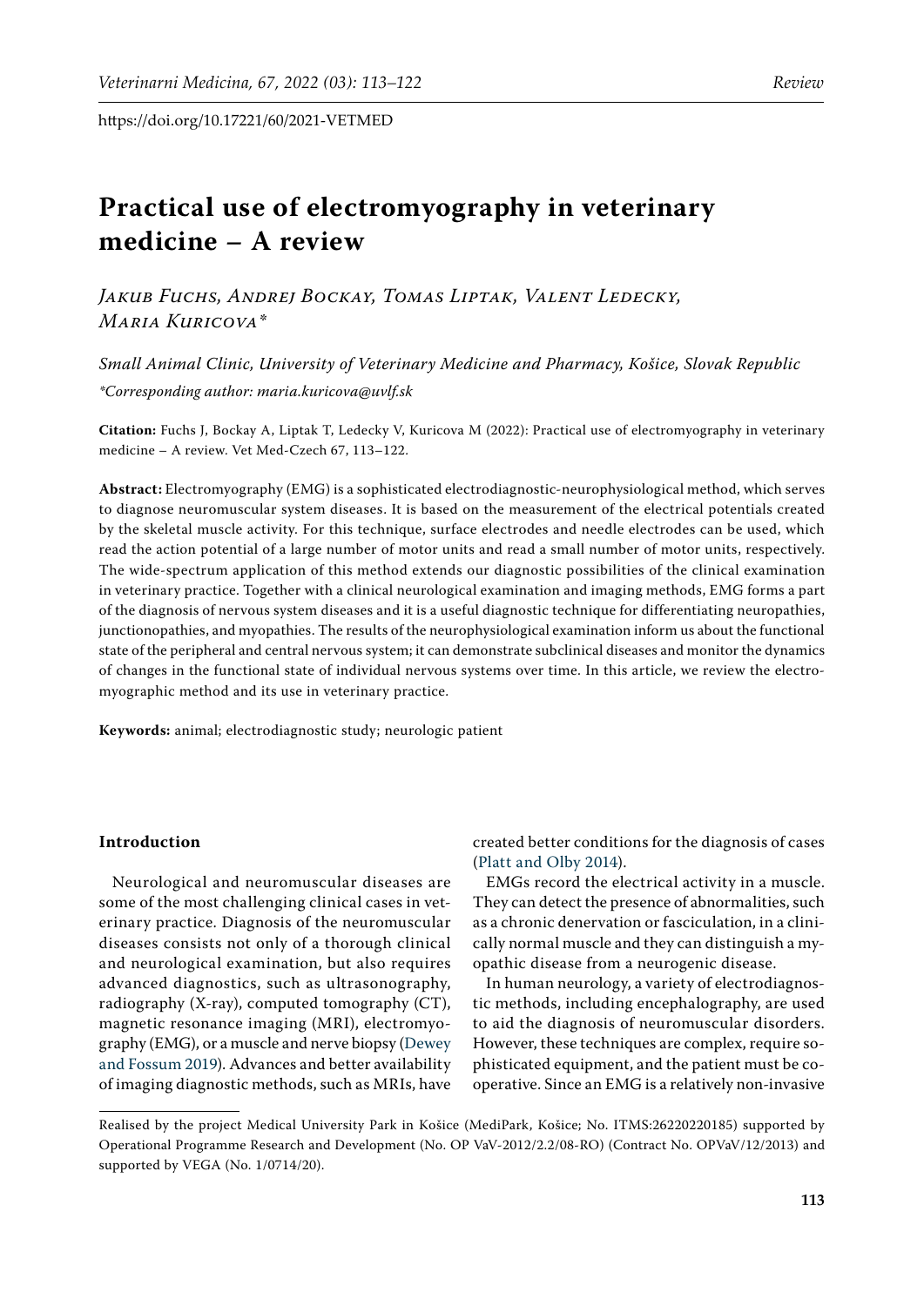# Practical use of electromyography in veterinary medicine – A review

*Jakub Fuchs, Andrej Bockay, Tomas Liptak, Valent Ledecky, Maria Kuricova\**

*Small Animal Clinic, University of Veterinary Medicine and Pharmacy, Košice, Slovak Republic*

*\*Corresponding author: maria.kuricova@uvlf.sk*

**Citation:** Fuchs J, Bockay A, Liptak T, Ledecky V, Kuricova M (2022): Practical use of electromyography in veterinary medicine – A review. Vet Med-Czech 67, 113–122.

**Abstract:** Electromyography (EMG) is a sophisticated electrodiagnostic-neurophysiological method, which serves to diagnose neuromuscular system diseases. It is based on the measurement of the electrical potentials created by the skeletal muscle activity. For this technique, surface electrodes and needle electrodes can be used, which read the action potential of a large number of motor units and read a small number of motor units, respectively. The wide-spectrum application of this method extends our diagnostic possibilities of the clinical examination in veterinary practice. Together with a clinical neurological examination and imaging methods, EMG forms a part of the diagnosis of nervous system diseases and it is a useful diagnostic technique for differentiating neuropathies, junctionopathies, and myopathies. The results of the neurophysiological examination inform us about the functional state of the peripheral and central nervous system; it can demonstrate subclinical diseases and monitor the dynamics of changes in the functional state of individual nervous systems over time. In this article, we review the electromyographic method and its use in veterinary practice.

**Keywords:** animal; electrodiagnostic study; neurologic patient

## Introduction

Neurological and neuromuscular diseases are some of the most challenging clinical cases in veterinary practice. Diagnosis of the neuromuscular diseases consists not only of a thorough clinical and neurological examination, but also requires advanced diagnostics, such as ultrasonography, radiography (X-ray), computed tomography (CT), magnetic resonance imaging (MRI), electromyography (EMG), or a muscle and nerve biopsy (Dewey and Fossum 2019). Advances and better availability of imaging diagnostic methods, such as MRIs, have created better conditions for the diagnosis of cases (Platt and Olby 2014).

EMGs record the electrical activity in a muscle. They can detect the presence of abnormalities, such as a chronic denervation or fasciculation, in a clinically normal muscle and they can distinguish a myopathic disease from a neurogenic disease.

In human neurology, a variety of electrodiagnostic methods, including encephalography, are used to aid the diagnosis of neuromuscular disorders. However, these techniques are complex, require sophisticated equipment, and the patient must be cooperative. Since an EMG is a relatively non-invasive

---

Realised by the project Medical University Park in Košice (MediPark, Košice; No. ITMS:26220220185) supported by Operational Programme Research and Development (No. OP VaV-2012/2.2/08-RO) (Contract No. OPVaV/12/2013) and supported by VEGA (No. 1/0714/20).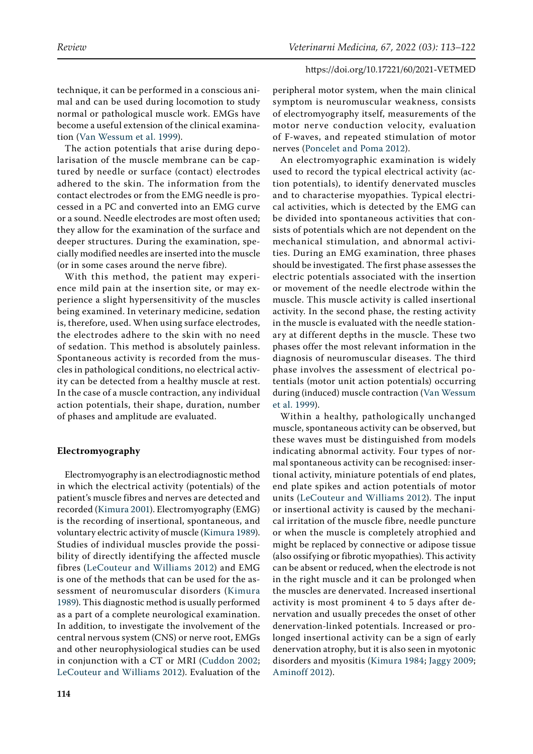technique, it can be performed in a conscious animal and can be used during locomotion to study normal or pathological muscle work. EMGs have become a useful extension of the clinical examination (Van Wessum et al. 1999).

The action potentials that arise during depolarisation of the muscle membrane can be captured by needle or surface (contact) electrodes adhered to the skin. The information from the contact electrodes or from the EMG needle is processed in a PC and converted into an EMG curve or a sound. Needle electrodes are most often used; they allow for the examination of the surface and deeper structures. During the examination, specially modified needles are inserted into the muscle (or in some cases around the nerve fibre).

With this method, the patient may experience mild pain at the insertion site, or may experience a slight hypersensitivity of the muscles being examined. In veterinary medicine, sedation is, therefore, used. When using surface electrodes, the electrodes adhere to the skin with no need of sedation. This method is absolutely painless. Spontaneous activity is recorded from the muscles in pathological conditions, no electrical activity can be detected from a healthy muscle at rest. In the case of a muscle contraction, any individual action potentials, their shape, duration, number of phases and amplitude are evaluated.

## Electromyography

Electromyography is an electrodiagnostic method in which the electrical activity (potentials) of the patient's muscle fibres and nerves are detected and recorded (Kimura 2001). Electromyography (EMG) is the recording of insertional, spontaneous, and voluntary electric activity of muscle (Kimura 1989). Studies of individual muscles provide the possibility of directly identifying the affected muscle fibres (LeCouteur and Williams 2012) and EMG is one of the methods that can be used for the assessment of neuromuscular disorders (Kimura 1989). This diagnostic method is usually performed as a part of a complete neurological examination. In addition, to investigate the involvement of the central nervous system (CNS) or nerve root, EMGs and other neurophysiological studies can be used in conjunction with a CT or MRI (Cuddon 2002; LeCouteur and Williams 2012). Evaluation of the peripheral motor system, when the main clinical symptom is neuromuscular weakness, consists of electromyography itself, measurements of the motor nerve conduction velocity, evaluation of F-waves, and repeated stimulation of motor nerves (Poncelet and Poma 2012).

An electromyographic examination is widely used to record the typical electrical activity (action potentials), to identify denervated muscles and to characterise myopathies. Typical electrical activities, which is detected by the EMG can be divided into spontaneous activities that consists of potentials which are not dependent on the mechanical stimulation, and abnormal activities. During an EMG examination, three phases should be investigated. The first phase assesses the electric potentials associated with the insertion or movement of the needle electrode within the muscle. This muscle activity is called insertional activity. In the second phase, the resting activity in the muscle is evaluated with the needle stationary at different depths in the muscle. These two phases offer the most relevant information in the diagnosis of neuromuscular diseases. The third phase involves the assessment of electrical potentials (motor unit action potentials) occurring during (induced) muscle contraction (Van Wessum et al. 1999).

Within a healthy, pathologically unchanged muscle, spontaneous activity can be observed, but these waves must be distinguished from models indicating abnormal activity. Four types of normal spontaneous activity can be recognised: insertional activity, miniature potentials of end plates, end plate spikes and action potentials of motor units (LeCouteur and Williams 2012). The input or insertional activity is caused by the mechanical irritation of the muscle fibre, needle puncture or when the muscle is completely atrophied and might be replaced by connective or adipose tissue (also ossifying or fibrotic myopathies). This activity can be absent or reduced, when the electrode is not in the right muscle and it can be prolonged when the muscles are denervated. Increased insertional activity is most prominent 4 to 5 days after denervation and usually precedes the onset of other denervation-linked potentials. Increased or prolonged insertional activity can be a sign of early denervation atrophy, but it is also seen in myotonic disorders and myositis (Kimura 1984; Jaggy 2009; Aminoff 2012).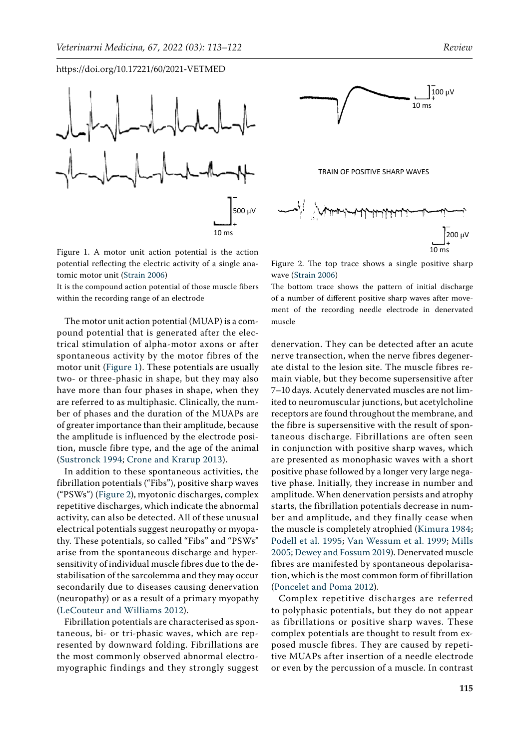Figure 1. A motor unit action potential is the action potential reflecting the electric activity of a single anatomic motor unit (Strain 2006)

It is the compound action potential of those muscle fibers within the recording range of an electrode

Figure 2. The top trace shows a single positive sharp wave (Strain 2006)

The bottom trace shows the pattern of initial discharge of a number of different positive sharp waves after movement of the recording needle electrode in denervated muscle

The motor unit action potential (MUAP) is a compound potential that is generated after the electrical stimulation of alpha-motor axons or after spontaneous activity by the motor fibres of the motor unit (Figure 1). These potentials are usually two- or three-phasic in shape, but they may also have more than four phases in shape, when they are referred to as multiphasic. Clinically, the number of phases and the duration of the MUAPs are of greater importance than their amplitude, because the amplitude is influenced by the electrode position, muscle fibre type, and the age of the animal (Sustronck 1994; Crone and Krarup 2013).

In addition to these spontaneous activities, the fibrillation potentials ("Fibs"), positive sharp waves ("PSWs") (Figure 2), myotonic discharges, complex repetitive discharges, which indicate the abnormal activity, can also be detected. All of these unusual electrical potentials suggest neuropathy or myopathy. These potentials, so called "Fibs" and "PSWs" arise from the spontaneous discharge and hypersensitivity of individual muscle fibres due to the destabilisation of the sarcolemma and they may occur secondarily due to diseases causing denervation (neuropathy) or as a result of a primary myopathy (LeCouteur and Williams 2012).

Fibrillation potentials are characterised as spontaneous, bi- or tri-phasic waves, which are represented by downward folding. Fibrillations are the most commonly observed abnormal electromyographic findings and they strongly suggest denervation. They can be detected after an acute nerve transection, when the nerve fibres degenerate distal to the lesion site. The muscle fibres remain viable, but they become supersensitive after 7–10 days. Acutely denervated muscles are not limited to neuromuscular junctions, but acetylcholine receptors are found throughout the membrane, and the fibre is supersensitive with the result of spontaneous discharge. Fibrillations are often seen in conjunction with positive sharp waves, which are presented as monophasic waves with a short positive phase followed by a longer very large negative phase. Initially, they increase in number and amplitude. When denervation persists and atrophy starts, the fibrillation potentials decrease in number and amplitude, and they finally cease when the muscle is completely atrophied (Kimura 1984; Podell et al. 1995; Van Wessum et al. 1999; Mills 2005; Dewey and Fossum 2019). Denervated muscle fibres are manifested by spontaneous depolarisation, which is the most common form of fibrillation (Poncelet and Poma 2012).

Complex repetitive discharges are referred to polyphasic potentials, but they do not appear as fibrillations or positive sharp waves. These complex potentials are thought to result from exposed muscle fibres. They are caused by repetitive MUAPs after insertion of a needle electrode or even by the percussion of a muscle. In contrast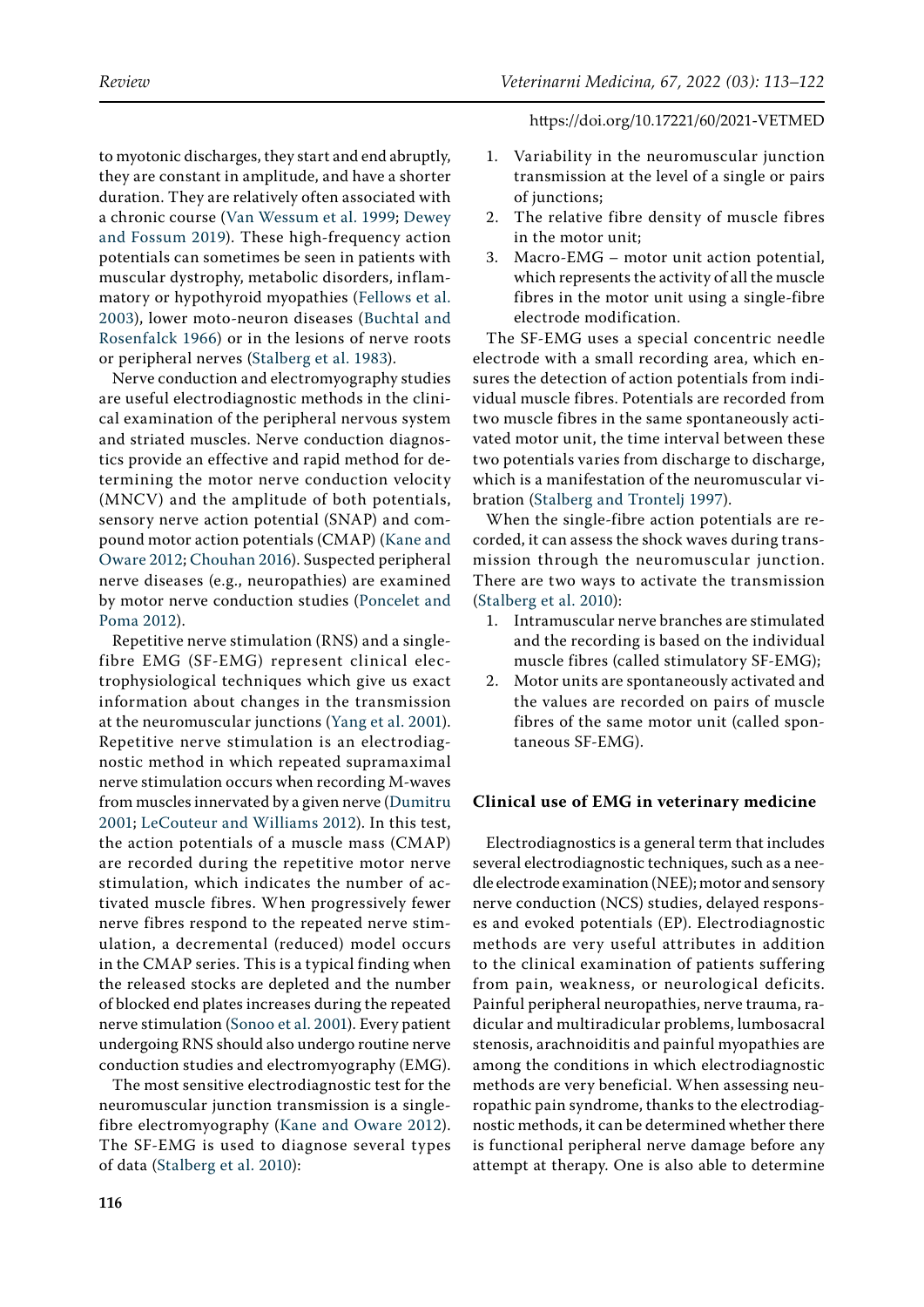to myotonic discharges, they start and end abruptly, they are constant in amplitude, and have a shorter duration. They are relatively often associated with a chronic course (Van Wessum et al. 1999; Dewey and Fossum 2019). These high-frequency action potentials can sometimes be seen in patients with muscular dystrophy, metabolic disorders, inflammatory or hypothyroid myopathies (Fellows et al. 2003), lower moto-neuron diseases (Buchtal and Rosenfalck 1966) or in the lesions of nerve roots or peripheral nerves (Stalberg et al. 1983).

Nerve conduction and electromyography studies are useful electrodiagnostic methods in the clinical examination of the peripheral nervous system and striated muscles. Nerve conduction diagnostics provide an effective and rapid method for determining the motor nerve conduction velocity (MNCV) and the amplitude of both potentials, sensory nerve action potential (SNAP) and compound motor action potentials (CMAP) (Kane and Oware 2012; Chouhan 2016). Suspected peripheral nerve diseases (e.g., neuropathies) are examined by motor nerve conduction studies (Poncelet and Poma 2012).

Repetitive nerve stimulation (RNS) and a single-fibre EMG (SF-EMG) represent clinical electrophysiological techniques which give us exact information about changes in the transmission at the neuromuscular junctions (Yang et al. 2001). Repetitive nerve stimulation is an electrodiagnostic method in which repeated supramaximal nerve stimulation occurs when recording M-waves from muscles innervated by a given nerve (Dumitru 2001; LeCouteur and Williams 2012). In this test, the action potentials of a muscle mass (CMAP) are recorded during the repetitive motor nerve stimulation, which indicates the number of activated muscle fibres. When progressively fewer nerve fibres respond to the repeated nerve stimulation, a decremental (reduced) model occurs in the CMAP series. This is a typical finding when the released stocks are depleted and the number of blocked end plates increases during the repeated nerve stimulation (Sonoo et al. 2001). Every patient undergoing RNS should also undergo routine nerve conduction studies and electromyography (EMG).

The most sensitive electrodiagnostic test for the neuromuscular junction transmission is a single-fibre electromyography (Kane and Oware 2012). The SF-EMG is used to diagnose several types of data (Stalberg et al. 2010):

1. Variability in the neuromuscular junction transmission at the level of a single or pairs of junctions;
2. The relative fibre density of muscle fibres in the motor unit;
3. Macro-EMG – motor unit action potential, which represents the activity of all the muscle fibres in the motor unit using a single-fibre electrode modification.

The SF-EMG uses a special concentric needle electrode with a small recording area, which ensures the detection of action potentials from individual muscle fibres. Potentials are recorded from two muscle fibres in the same spontaneously activated motor unit, the time interval between these two potentials varies from discharge to discharge, which is a manifestation of the neuromuscular vibration (Stalberg and Trontelj 1997).

When the single-fibre action potentials are recorded, it can assess the shock waves during transmission through the neuromuscular junction. There are two ways to activate the transmission (Stalberg et al. 2010):

1. Intramuscular nerve branches are stimulated and the recording is based on the individual muscle fibres (called stimulatory SF-EMG);
2. Motor units are spontaneously activated and the values are recorded on pairs of muscle fibres of the same motor unit (called spontaneous SF-EMG).

## Clinical use of EMG in veterinary medicine

Electrodiagnostics is a general term that includes several electrodiagnostic techniques, such as a needle electrode examination (NEE); motor and sensory nerve conduction (NCS) studies, delayed responses and evoked potentials (EP). Electrodiagnostic methods are very useful attributes in addition to the clinical examination of patients suffering from pain, weakness, or neurological deficits. Painful peripheral neuropathies, nerve trauma, radicular and multiradicular problems, lumbosacral stenosis, arachnoiditis and painful myopathies are among the conditions in which electrodiagnostic methods are very beneficial. When assessing neuropathic pain syndrome, thanks to the electrodiagnostic methods, it can be determined whether there is functional peripheral nerve damage before any attempt at therapy. One is also able to determine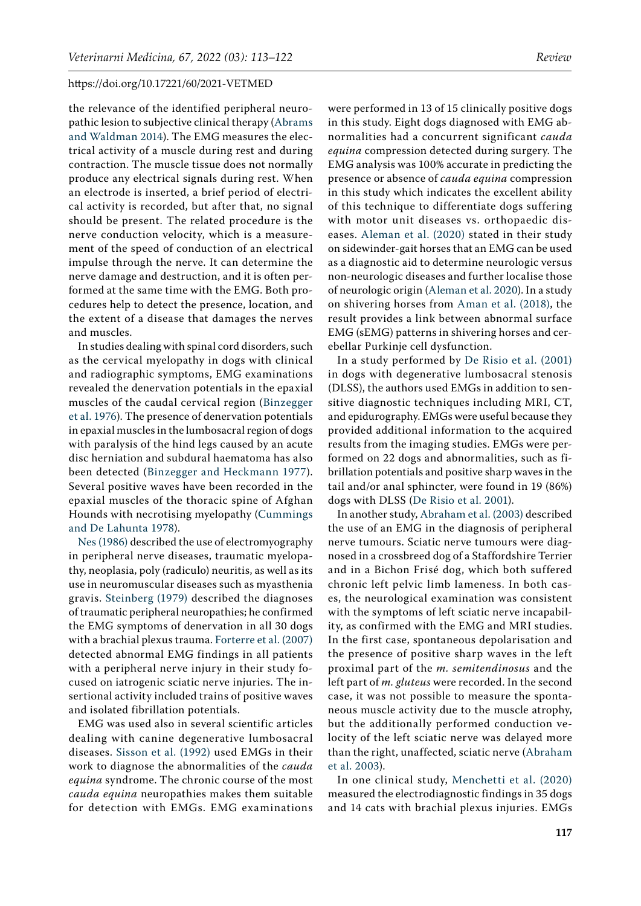the relevance of the identified peripheral neuropathic lesion to subjective clinical therapy (Abrams and Waldman 2014). The EMG measures the electrical activity of a muscle during rest and during contraction. The muscle tissue does not normally produce any electrical signals during rest. When an electrode is inserted, a brief period of electrical activity is recorded, but after that, no signal should be present. The related procedure is the nerve conduction velocity, which is a measurement of the speed of conduction of an electrical impulse through the nerve. It can determine the nerve damage and destruction, and it is often performed at the same time with the EMG. Both procedures help to detect the presence, location, and the extent of a disease that damages the nerves and muscles.

In studies dealing with spinal cord disorders, such as the cervical myelopathy in dogs with clinical and radiographic symptoms, EMG examinations revealed the denervation potentials in the epaxial muscles of the caudal cervical region (Binzegger et al. 1976). The presence of denervation potentials in epaxial muscles in the lumbosacral region of dogs with paralysis of the hind legs caused by an acute disc herniation and subdural haematoma has also been detected (Binzegger and Heckmann 1977). Several positive waves have been recorded in the epaxial muscles of the thoracic spine of Afghan Hounds with necrotising myelopathy (Cummings and De Lahunta 1978).

Nes (1986) described the use of electromyography in peripheral nerve diseases, traumatic myelopathy, neoplasia, poly (radiculo) neuritis, as well as its use in neuromuscular diseases such as myasthenia gravis. Steinberg (1979) described the diagnoses of traumatic peripheral neuropathies; he confirmed the EMG symptoms of denervation in all 30 dogs with a brachial plexus trauma. Forterre et al. (2007) detected abnormal EMG findings in all patients with a peripheral nerve injury in their study focused on iatrogenic sciatic nerve injuries. The insertional activity included trains of positive waves and isolated fibrillation potentials.

EMG was used also in several scientific articles dealing with canine degenerative lumbosacral diseases. Sisson et al. (1992) used EMGs in their work to diagnose the abnormalities of the *cauda equina* syndrome. The chronic course of the most *cauda equina* neuropathies makes them suitable for detection with EMGs. EMG examinations were performed in 13 of 15 clinically positive dogs in this study. Eight dogs diagnosed with EMG abnormalities had a concurrent significant *cauda equina* compression detected during surgery. The EMG analysis was 100% accurate in predicting the presence or absence of *cauda equina* compression in this study which indicates the excellent ability of this technique to differentiate dogs suffering with motor unit diseases vs. orthopaedic diseases. Aleman et al. (2020) stated in their study on sidewinder-gait horses that an EMG can be used as a diagnostic aid to determine neurologic versus non-neurologic diseases and further localise those of neurologic origin (Aleman et al. 2020). In a study on shivering horses from Aman et al. (2018), the result provides a link between abnormal surface EMG (sEMG) patterns in shivering horses and cerebellar Purkinje cell dysfunction.

In a study performed by De Risio et al. (2001) in dogs with degenerative lumbosacral stenosis (DLSS), the authors used EMGs in addition to sensitive diagnostic techniques including MRI, CT, and epidurography. EMGs were useful because they provided additional information to the acquired results from the imaging studies. EMGs were performed on 22 dogs and abnormalities, such as fibrillation potentials and positive sharp waves in the tail and/or anal sphincter, were found in 19 (86%) dogs with DLSS (De Risio et al. 2001).

In another study, Abraham et al. (2003) described the use of an EMG in the diagnosis of peripheral nerve tumours. Sciatic nerve tumours were diagnosed in a crossbreed dog of a Staffordshire Terrier and in a Bichon Frisé dog, which both suffered chronic left pelvic limb lameness. In both cases, the neurological examination was consistent with the symptoms of left sciatic nerve incapability, as confirmed with the EMG and MRI studies. In the first case, spontaneous depolarisation and the presence of positive sharp waves in the left proximal part of the *m. semitendinosus* and the left part of *m. gluteus* were recorded. In the second case, it was not possible to measure the spontaneous muscle activity due to the muscle atrophy, but the additionally performed conduction velocity of the left sciatic nerve was delayed more than the right, unaffected, sciatic nerve (Abraham et al. 2003).

In one clinical study, Menchetti et al. (2020) measured the electrodiagnostic findings in 35 dogs and 14 cats with brachial plexus injuries. EMGs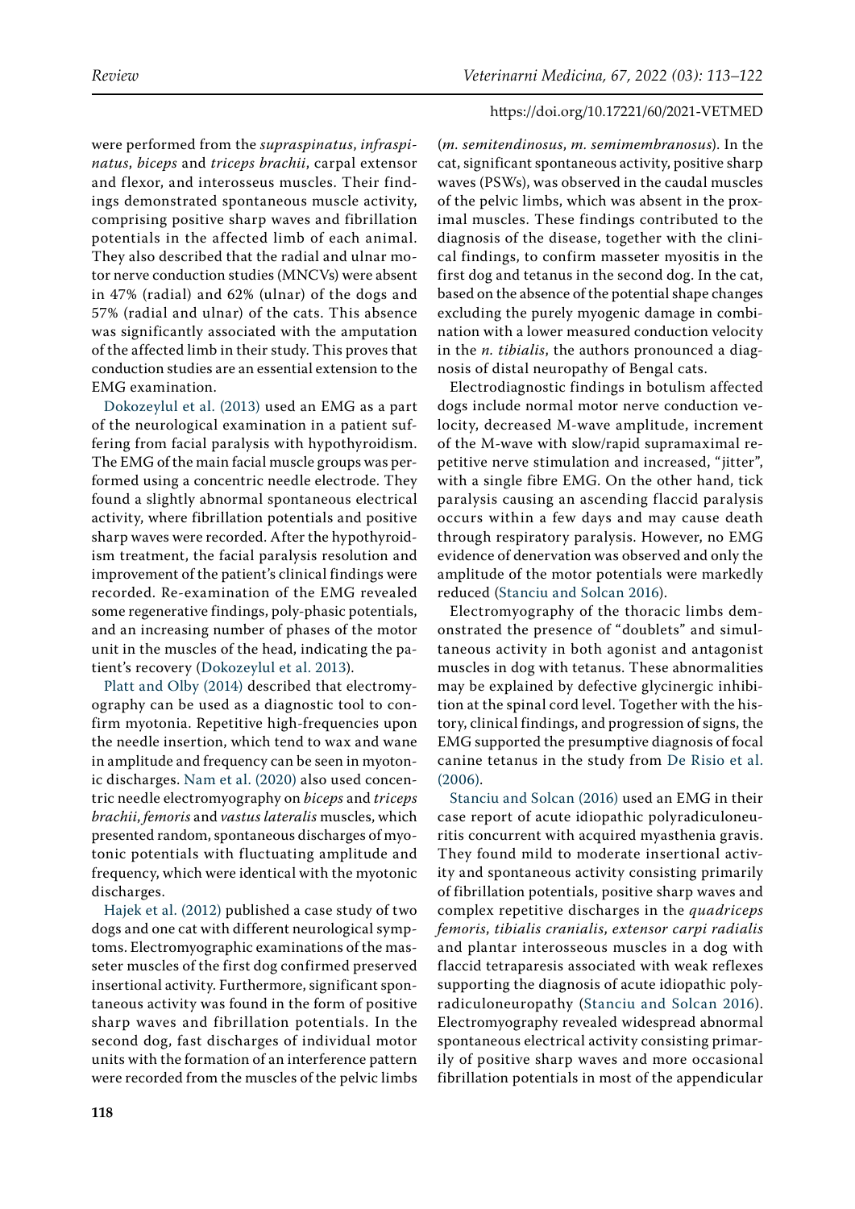were performed from the *supraspinatus*, *infraspinatus*, *biceps* and *triceps brachii*, carpal extensor and flexor, and interosseus muscles. Their findings demonstrated spontaneous muscle activity, comprising positive sharp waves and fibrillation potentials in the affected limb of each animal. They also described that the radial and ulnar motor nerve conduction studies (MNCVs) were absent in 47% (radial) and 62% (ulnar) of the dogs and 57% (radial and ulnar) of the cats. This absence was significantly associated with the amputation of the affected limb in their study. This proves that conduction studies are an essential extension to the EMG examination.

Dokozeylul et al. (2013) used an EMG as a part of the neurological examination in a patient suffering from facial paralysis with hypothyroidism. The EMG of the main facial muscle groups was performed using a concentric needle electrode. They found a slightly abnormal spontaneous electrical activity, where fibrillation potentials and positive sharp waves were recorded. After the hypothyroidism treatment, the facial paralysis resolution and improvement of the patient's clinical findings were recorded. Re-examination of the EMG revealed some regenerative findings, poly-phasic potentials, and an increasing number of phases of the motor unit in the muscles of the head, indicating the patient's recovery (Dokozeylul et al. 2013).

Platt and Olby (2014) described that electromyography can be used as a diagnostic tool to confirm myotonia. Repetitive high-frequencies upon the needle insertion, which tend to wax and wane in amplitude and frequency can be seen in myotonic discharges. Nam et al. (2020) also used concentric needle electromyography on *biceps* and *triceps brachii*, *femoris* and *vastus lateralis* muscles, which presented random, spontaneous discharges of myotonic potentials with fluctuating amplitude and frequency, which were identical with the myotonic discharges.

Hajek et al. (2012) published a case study of two dogs and one cat with different neurological symptoms. Electromyographic examinations of the masseter muscles of the first dog confirmed preserved insertional activity. Furthermore, significant spontaneous activity was found in the form of positive sharp waves and fibrillation potentials. In the second dog, fast discharges of individual motor units with the formation of an interference pattern were recorded from the muscles of the pelvic limbs (*m. semitendinosus*, *m. semimembranosus*). In the cat, significant spontaneous activity, positive sharp waves (PSWs), was observed in the caudal muscles of the pelvic limbs, which was absent in the proximal muscles. These findings contributed to the diagnosis of the disease, together with the clinical findings, to confirm masseter myositis in the first dog and tetanus in the second dog. In the cat, based on the absence of the potential shape changes excluding the purely myogenic damage in combination with a lower measured conduction velocity in the *n. tibialis*, the authors pronounced a diagnosis of distal neuropathy of Bengal cats.

Electrodiagnostic findings in botulism affected dogs include normal motor nerve conduction velocity, decreased M-wave amplitude, increment of the M-wave with slow/rapid supramaximal repetitive nerve stimulation and increased, "jitter", with a single fibre EMG. On the other hand, tick paralysis causing an ascending flaccid paralysis occurs within a few days and may cause death through respiratory paralysis. However, no EMG evidence of denervation was observed and only the amplitude of the motor potentials were markedly reduced (Stanciu and Solcan 2016).

Electromyography of the thoracic limbs demonstrated the presence of "doublets" and simultaneous activity in both agonist and antagonist muscles in dog with tetanus. These abnormalities may be explained by defective glycinergic inhibition at the spinal cord level. Together with the history, clinical findings, and progression of signs, the EMG supported the presumptive diagnosis of focal canine tetanus in the study from De Risio et al. (2006).

Stanciu and Solcan (2016) used an EMG in their case report of acute idiopathic polyradiculoneuritis concurrent with acquired myasthenia gravis. They found mild to moderate insertional activity and spontaneous activity consisting primarily of fibrillation potentials, positive sharp waves and complex repetitive discharges in the *quadriceps femoris*, *tibialis cranialis*, *extensor carpi radialis* and plantar interosseous muscles in a dog with flaccid tetraparesis associated with weak reflexes supporting the diagnosis of acute idiopathic polyradiculoneuropathy (Stanciu and Solcan 2016). Electromyography revealed widespread abnormal spontaneous electrical activity consisting primarily of positive sharp waves and more occasional fibrillation potentials in most of the appendicular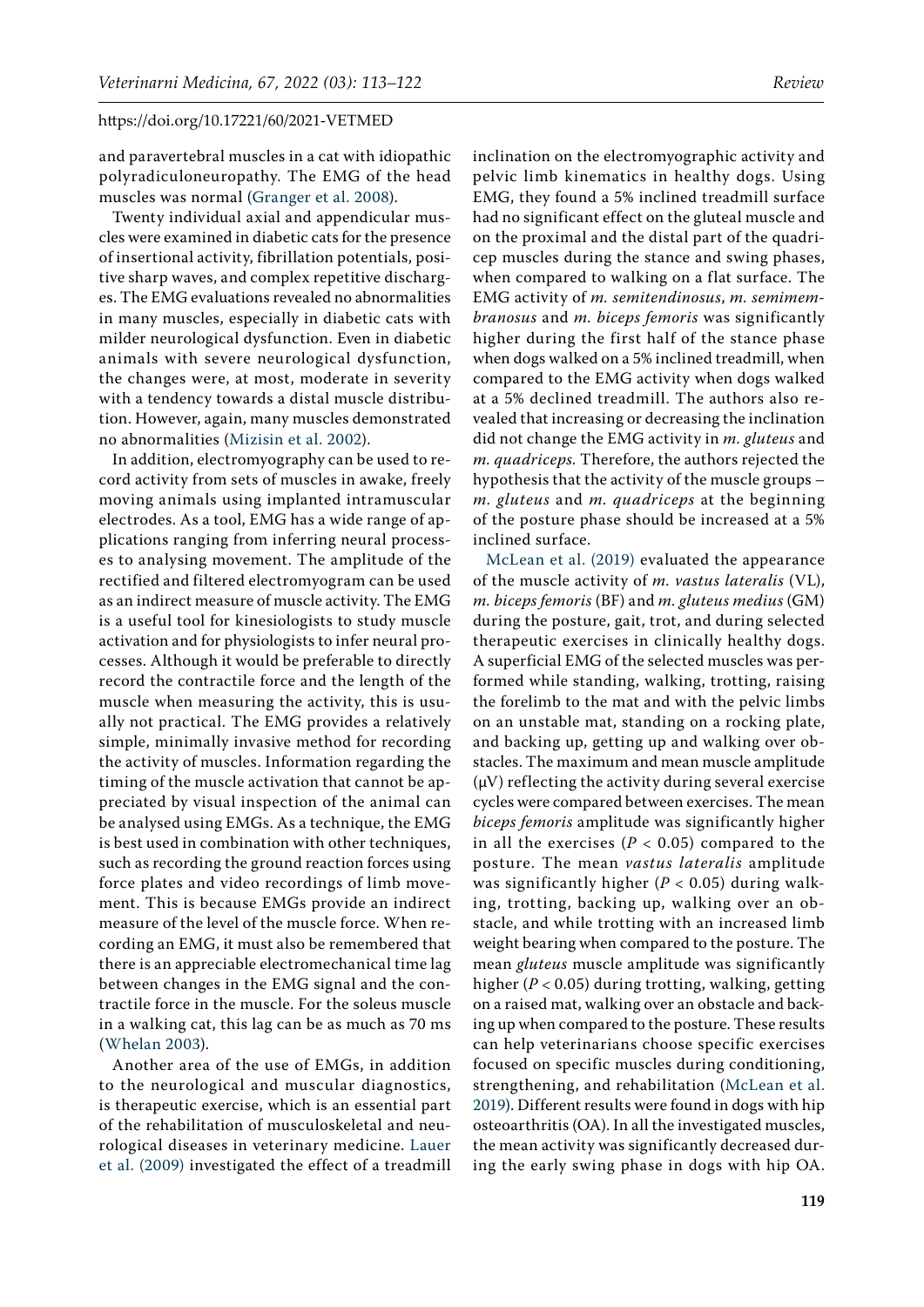and paravertebral muscles in a cat with idiopathic polyradiculoneuropathy. The EMG of the head muscles was normal (Granger et al. 2008).

Twenty individual axial and appendicular muscles were examined in diabetic cats for the presence of insertional activity, fibrillation potentials, positive sharp waves, and complex repetitive discharges. The EMG evaluations revealed no abnormalities in many muscles, especially in diabetic cats with milder neurological dysfunction. Even in diabetic animals with severe neurological dysfunction, the changes were, at most, moderate in severity with a tendency towards a distal muscle distribution. However, again, many muscles demonstrated no abnormalities (Mizisin et al. 2002).

In addition, electromyography can be used to record activity from sets of muscles in awake, freely moving animals using implanted intramuscular electrodes. As a tool, EMG has a wide range of applications ranging from inferring neural processes to analysing movement. The amplitude of the rectified and filtered electromyogram can be used as an indirect measure of muscle activity. The EMG is a useful tool for kinesiologists to study muscle activation and for physiologists to infer neural processes. Although it would be preferable to directly record the contractile force and the length of the muscle when measuring the activity, this is usually not practical. The EMG provides a relatively simple, minimally invasive method for recording the activity of muscles. Information regarding the timing of the muscle activation that cannot be appreciated by visual inspection of the animal can be analysed using EMGs. As a technique, the EMG is best used in combination with other techniques, such as recording the ground reaction forces using force plates and video recordings of limb movement. This is because EMGs provide an indirect measure of the level of the muscle force. When recording an EMG, it must also be remembered that there is an appreciable electromechanical time lag between changes in the EMG signal and the contractile force in the muscle. For the soleus muscle in a walking cat, this lag can be as much as 70 ms (Whelan 2003).

Another area of the use of EMGs, in addition to the neurological and muscular diagnostics, is therapeutic exercise, which is an essential part of the rehabilitation of musculoskeletal and neurological diseases in veterinary medicine. Lauer et al. (2009) investigated the effect of a treadmill inclination on the electromyographic activity and pelvic limb kinematics in healthy dogs. Using EMG, they found a 5% inclined treadmill surface had no significant effect on the gluteal muscle and on the proximal and the distal part of the quadricep muscles during the stance and swing phases, when compared to walking on a flat surface. The EMG activity of *m. semitendinosus*, *m. semimembranosus* and *m. biceps femoris* was significantly higher during the first half of the stance phase when dogs walked on a 5% inclined treadmill, when compared to the EMG activity when dogs walked at a 5% declined treadmill. The authors also revealed that increasing or decreasing the inclination did not change the EMG activity in *m. gluteus* and *m. quadriceps.* Therefore, the authors rejected the hypothesis that the activity of the muscle groups – *m. gluteus* and *m. quadriceps* at the beginning of the posture phase should be increased at a 5% inclined surface.

McLean et al. (2019) evaluated the appearance of the muscle activity of *m. vastus lateralis* (VL), *m. biceps femoris* (BF) and *m. gluteus medius* (GM) during the posture, gait, trot, and during selected therapeutic exercises in clinically healthy dogs. A superficial EMG of the selected muscles was performed while standing, walking, trotting, raising the forelimb to the mat and with the pelvic limbs on an unstable mat, standing on a rocking plate, and backing up, getting up and walking over obstacles. The maximum and mean muscle amplitude (μV) reflecting the activity during several exercise cycles were compared between exercises. The mean *biceps femoris* amplitude was significantly higher in all the exercises ($P < 0.05$) compared to the posture. The mean *vastus lateralis* amplitude was significantly higher ($P < 0.05$) during walking, trotting, backing up, walking over an obstacle, and while trotting with an increased limb weight bearing when compared to the posture. The mean *gluteus* muscle amplitude was significantly higher ($P < 0.05$) during trotting, walking, getting on a raised mat, walking over an obstacle and backing up when compared to the posture. These results can help veterinarians choose specific exercises focused on specific muscles during conditioning, strengthening, and rehabilitation (McLean et al. 2019). Different results were found in dogs with hip osteoarthritis (OA). In all the investigated muscles, the mean activity was significantly decreased during the early swing phase in dogs with hip OA.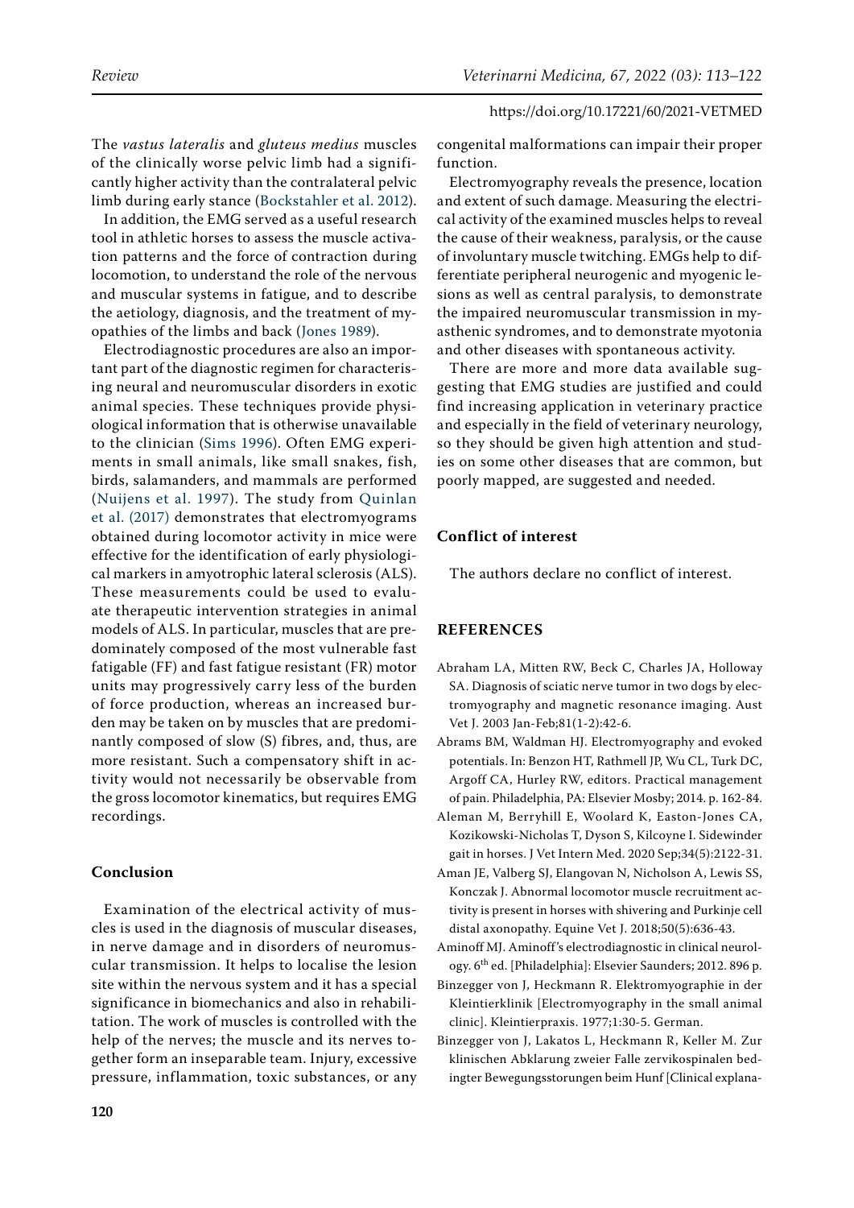The *vastus lateralis* and *gluteus medius* muscles of the clinically worse pelvic limb had a significantly higher activity than the contralateral pelvic limb during early stance (Bockstahler et al. 2012).

In addition, the EMG served as a useful research tool in athletic horses to assess the muscle activation patterns and the force of contraction during locomotion, to understand the role of the nervous and muscular systems in fatigue, and to describe the aetiology, diagnosis, and the treatment of myopathies of the limbs and back (Jones 1989).

Electrodiagnostic procedures are also an important part of the diagnostic regimen for characterising neural and neuromuscular disorders in exotic animal species. These techniques provide physiological information that is otherwise unavailable to the clinician (Sims 1996). Often EMG experiments in small animals, like small snakes, fish, birds, salamanders, and mammals are performed (Nuijens et al. 1997). The study from Quinlan et al. (2017) demonstrates that electromyograms obtained during locomotor activity in mice were effective for the identification of early physiological markers in amyotrophic lateral sclerosis (ALS). These measurements could be used to evaluate therapeutic intervention strategies in animal models of ALS. In particular, muscles that are predominately composed of the most vulnerable fast fatigable (FF) and fast fatigue resistant (FR) motor units may progressively carry less of the burden of force production, whereas an increased burden may be taken on by muscles that are predominantly composed of slow (S) fibres, and, thus, are more resistant. Such a compensatory shift in activity would not necessarily be observable from the gross locomotor kinematics, but requires EMG recordings.

## Conclusion

Examination of the electrical activity of muscles is used in the diagnosis of muscular diseases, in nerve damage and in disorders of neuromuscular transmission. It helps to localise the lesion site within the nervous system and it has a special significance in biomechanics and also in rehabilitation. The work of muscles is controlled with the help of the nerves; the muscle and its nerves together form an inseparable team. Injury, excessive pressure, inflammation, toxic substances, or any congenital malformations can impair their proper function.

Electromyography reveals the presence, location and extent of such damage. Measuring the electrical activity of the examined muscles helps to reveal the cause of their weakness, paralysis, or the cause of involuntary muscle twitching. EMGs help to differentiate peripheral neurogenic and myogenic lesions as well as central paralysis, to demonstrate the impaired neuromuscular transmission in myasthenic syndromes, and to demonstrate myotonia and other diseases with spontaneous activity.

There are more and more data available suggesting that EMG studies are justified and could find increasing application in veterinary practice and especially in the field of veterinary neurology, so they should be given high attention and studies on some other diseases that are common, but poorly mapped, are suggested and needed.

## Conflict of interest

The authors declare no conflict of interest.

## REFERENCES

Abraham LA, Mitten RW, Beck C, Charles JA, Holloway SA. Diagnosis of sciatic nerve tumor in two dogs by electromyography and magnetic resonance imaging. Aust Vet J. 2003 Jan-Feb;81(1-2):42-6.

Abrams BM, Waldman HJ. Electromyography and evoked potentials. In: Benzon HT, Rathmell JP, Wu CL, Turk DC, Argoff CA, Hurley RW, editors. Practical management of pain. Philadelphia, PA: Elsevier Mosby; 2014. p. 162-84.

Aleman M, Berryhill E, Woolard K, Easton-Jones CA, Kozikowski-Nicholas T, Dyson S, Kilcoyne I. Sidewinder gait in horses. J Vet Intern Med. 2020 Sep;34(5):2122-31.

Aman JE, Valberg SJ, Elangovan N, Nicholson A, Lewis SS, Konczak J. Abnormal locomotor muscle recruitment activity is present in horses with shivering and Purkinje cell distal axonopathy. Equine Vet J. 2018;50(5):636-43.

Aminoff MJ. Aminoff's electrodiagnostic in clinical neurology. 6th ed. [Philadelphia]: Elsevier Saunders; 2012. 896 p.

Binzegger von J, Heckmann R. Elektromyographie in der Kleintierklinik [Electromyography in the small animal clinic]. Kleintierpraxis. 1977;1:30-5. German.

Binzegger von J, Lakatos L, Heckmann R, Keller M. Zur klinischen Abklarung zweier Falle zervikospinalen bedingter Bewegungsstorungen beim Hunf [Clinical explana-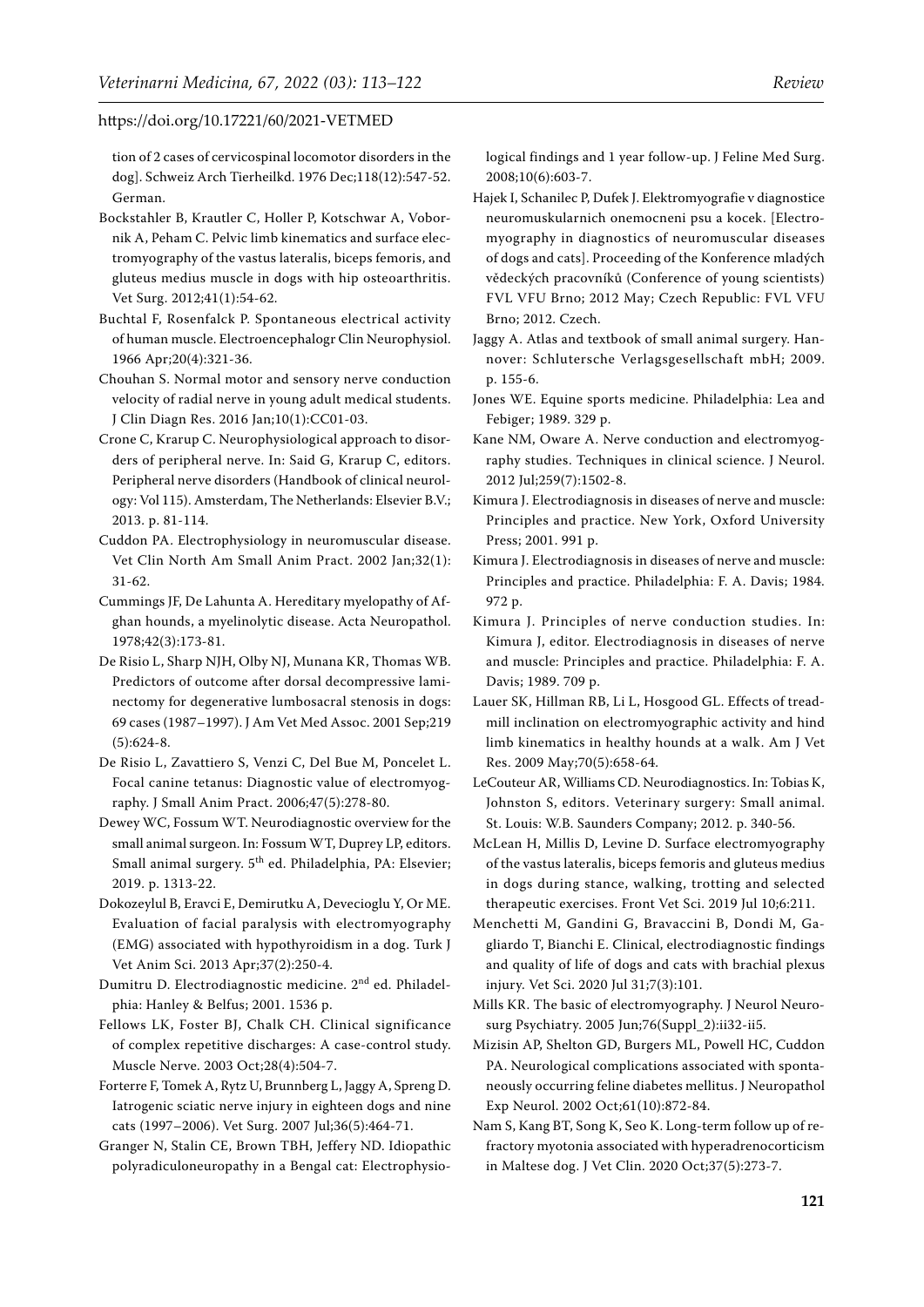tion of 2 cases of cervicospinal locomotor disorders in the dog]. Schweiz Arch Tierheilkd. 1976 Dec;118(12):547-52. German.

Bockstahler B, Krautler C, Holler P, Kotschwar A, Vobornik A, Peham C. Pelvic limb kinematics and surface electromyography of the vastus lateralis, biceps femoris, and gluteus medius muscle in dogs with hip osteoarthritis. Vet Surg. 2012;41(1):54-62.

Buchtal F, Rosenfalck P. Spontaneous electrical activity of human muscle. Electroencephalogr Clin Neurophysiol. 1966 Apr;20(4):321-36.

Chouhan S. Normal motor and sensory nerve conduction velocity of radial nerve in young adult medical students. J Clin Diagn Res. 2016 Jan;10(1):CC01-03.

Crone C, Krarup C. Neurophysiological approach to disorders of peripheral nerve. In: Said G, Krarup C, editors. Peripheral nerve disorders (Handbook of clinical neurology: Vol 115). Amsterdam, The Netherlands: Elsevier B.V.; 2013. p. 81-114.

Cuddon PA. Electrophysiology in neuromuscular disease. Vet Clin North Am Small Anim Pract. 2002 Jan;32(1):31-62.

Cummings JF, De Lahunta A. Hereditary myelopathy of Afghan hounds, a myelinolytic disease. Acta Neuropathol. 1978;42(3):173-81.

De Risio L, Sharp NJH, Olby NJ, Munana KR, Thomas WB. Predictors of outcome after dorsal decompressive laminectomy for degenerative lumbosacral stenosis in dogs: 69 cases (1987–1997). J Am Vet Med Assoc. 2001 Sep;219(5):624-8.

De Risio L, Zavattiero S, Venzi C, Del Bue M, Poncelet L. Focal canine tetanus: Diagnostic value of electromyography. J Small Anim Pract. 2006;47(5):278-80.

Dewey WC, Fossum WT. Neurodiagnostic overview for the small animal surgeon. In: Fossum WT, Duprey LP, editors. Small animal surgery. 5th ed. Philadelphia, PA: Elsevier; 2019. p. 1313-22.

Dokozeylul B, Eravci E, Demirutku A, Devecioglu Y, Or ME. Evaluation of facial paralysis with electromyography (EMG) associated with hypothyroidism in a dog. Turk J Vet Anim Sci. 2013 Apr;37(2):250-4.

Dumitru D. Electrodiagnostic medicine. 2nd ed. Philadelphia: Hanley & Belfus; 2001. 1536 p.

Fellows LK, Foster BJ, Chalk CH. Clinical significance of complex repetitive discharges: A case-control study. Muscle Nerve. 2003 Oct;28(4):504-7.

Forterre F, Tomek A, Rytz U, Brunnberg L, Jaggy A, Spreng D. Iatrogenic sciatic nerve injury in eighteen dogs and nine cats (1997–2006). Vet Surg. 2007 Jul;36(5):464-71.

Granger N, Stalin CE, Brown TBH, Jeffery ND. Idiopathic polyradiculoneuropathy in a Bengal cat: Electrophysiological findings and 1 year follow-up. J Feline Med Surg. 2008;10(6):603-7.

Hajek I, Schanilec P, Dufek J. Elektromyografie v diagnostice neuromuskularnich onemocneni psu a kocek. [Electromyography in diagnostics of neuromuscular diseases of dogs and cats]. Proceeding of the Konference mladých vědeckých pracovníků (Conference of young scientists) FVL VFU Brno; 2012 May; Czech Republic: FVL VFU Brno; 2012. Czech.

Jaggy A. Atlas and textbook of small animal surgery. Hannover: Schlutersche Verlagsgesellschaft mbH; 2009. p. 155-6.

Jones WE. Equine sports medicine. Philadelphia: Lea and Febiger; 1989. 329 p.

Kane NM, Oware A. Nerve conduction and electromyography studies. Techniques in clinical science. J Neurol. 2012 Jul;259(7):1502-8.

Kimura J. Electrodiagnosis in diseases of nerve and muscle: Principles and practice. New York, Oxford University Press; 2001. 991 p.

Kimura J. Electrodiagnosis in diseases of nerve and muscle: Principles and practice. Philadelphia: F. A. Davis; 1984. 972 p.

Kimura J. Principles of nerve conduction studies. In: Kimura J, editor. Electrodiagnosis in diseases of nerve and muscle: Principles and practice. Philadelphia: F. A. Davis; 1989. 709 p.

Lauer SK, Hillman RB, Li L, Hosgood GL. Effects of treadmill inclination on electromyographic activity and hind limb kinematics in healthy hounds at a walk. Am J Vet Res. 2009 May;70(5):658-64.

LeCouteur AR, Williams CD. Neurodiagnostics. In: Tobias K, Johnston S, editors. Veterinary surgery: Small animal. St. Louis: W.B. Saunders Company; 2012. p. 340-56.

McLean H, Millis D, Levine D. Surface electromyography of the vastus lateralis, biceps femoris and gluteus medius in dogs during stance, walking, trotting and selected therapeutic exercises. Front Vet Sci. 2019 Jul 10;6:211.

Menchetti M, Gandini G, Bravaccini B, Dondi M, Gagliardo T, Bianchi E. Clinical, electrodiagnostic findings and quality of life of dogs and cats with brachial plexus injury. Vet Sci. 2020 Jul 31;7(3):101.

Mills KR. The basic of electromyography. J Neurol Neurosurg Psychiatry. 2005 Jun;76(Suppl_2):ii32-ii5.

Mizisin AP, Shelton GD, Burgers ML, Powell HC, Cuddon PA. Neurological complications associated with spontaneously occurring feline diabetes mellitus. J Neuropathol Exp Neurol. 2002 Oct;61(10):872-84.

Nam S, Kang BT, Song K, Seo K. Long-term follow up of refractory myotonia associated with hyperadrenocorticism in Maltese dog. J Vet Clin. 2020 Oct;37(5):273-7.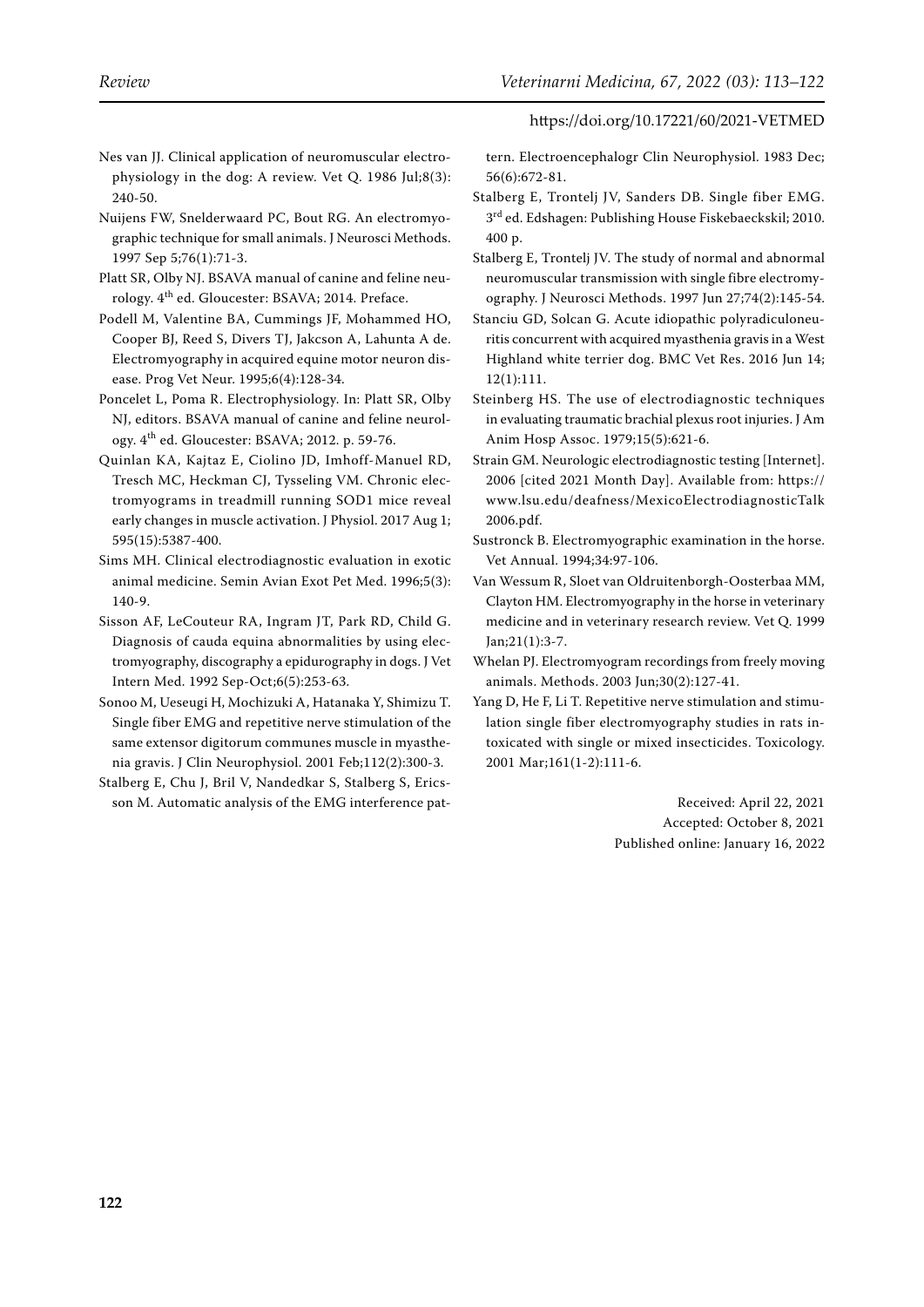Nes van JJ. Clinical application of neuromuscular electrophysiology in the dog: A review. Vet Q. 1986 Jul;8(3): 240-50.

Nuijens FW, Snelderwaard PC, Bout RG. An electromyographic technique for small animals. J Neurosci Methods. 1997 Sep 5;76(1):71-3.

Platt SR, Olby NJ. BSAVA manual of canine and feline neurology. 4th ed. Gloucester: BSAVA; 2014. Preface.

Podell M, Valentine BA, Cummings JF, Mohammed HO, Cooper BJ, Reed S, Divers TJ, Jakcson A, Lahunta A de. Electromyography in acquired equine motor neuron disease. Prog Vet Neur. 1995;6(4):128-34.

Poncelet L, Poma R. Electrophysiology. In: Platt SR, Olby NJ, editors. BSAVA manual of canine and feline neurology. 4th ed. Gloucester: BSAVA; 2012. p. 59-76.

Quinlan KA, Kajtaz E, Ciolino JD, Imhoff-Manuel RD, Tresch MC, Heckman CJ, Tysseling VM. Chronic electromyograms in treadmill running SOD1 mice reveal early changes in muscle activation. J Physiol. 2017 Aug 1; 595(15):5387-400.

Sims MH. Clinical electrodiagnostic evaluation in exotic animal medicine. Semin Avian Exot Pet Med. 1996;5(3): 140-9.

Sisson AF, LeCouteur RA, Ingram JT, Park RD, Child G. Diagnosis of cauda equina abnormalities by using electromyography, discography a epidurography in dogs. J Vet Intern Med. 1992 Sep-Oct;6(5):253-63.

Sonoo M, Ueseugi H, Mochizuki A, Hatanaka Y, Shimizu T. Single fiber EMG and repetitive nerve stimulation of the same extensor digitorum communes muscle in myasthenia gravis. J Clin Neurophysiol. 2001 Feb;112(2):300-3.

Stalberg E, Chu J, Bril V, Nandedkar S, Stalberg S, Ericsson M. Automatic analysis of the EMG interference pattern. Electroencephalogr Clin Neurophysiol. 1983 Dec; 56(6):672-81.

Stalberg E, Trontelj JV, Sanders DB. Single fiber EMG. 3rd ed. Edshagen: Publishing House Fiskebaeckskil; 2010. 400 p.

Stalberg E, Trontelj JV. The study of normal and abnormal neuromuscular transmission with single fibre electromyography. J Neurosci Methods. 1997 Jun 27;74(2):145-54.

Stanciu GD, Solcan G. Acute idiopathic polyradiculoneuritis concurrent with acquired myasthenia gravis in a West Highland white terrier dog. BMC Vet Res. 2016 Jun 14; 12(1):111.

Steinberg HS. The use of electrodiagnostic techniques in evaluating traumatic brachial plexus root injuries. J Am Anim Hosp Assoc. 1979;15(5):621-6.

Strain GM. Neurologic electrodiagnostic testing [Internet]. 2006 [cited 2021 Month Day]. Available from: https://www.lsu.edu/deafness/MexicoElectrodiagnosticTalk2006.pdf.

Sustronck B. Electromyographic examination in the horse. Vet Annual. 1994;34:97-106.

Van Wessum R, Sloet van Oldruitenborgh-Oosterbaa MM, Clayton HM. Electromyography in the horse in veterinary medicine and in veterinary research review. Vet Q. 1999 Jan;21(1):3-7.

Whelan PJ. Electromyogram recordings from freely moving animals. Methods. 2003 Jun;30(2):127-41.

Yang D, He F, Li T. Repetitive nerve stimulation and stimulation single fiber electromyography studies in rats intoxicated with single or mixed insecticides. Toxicology. 2001 Mar;161(1-2):111-6.

Received: April 22, 2021
Accepted: October 8, 2021
Published online: January 16, 2022